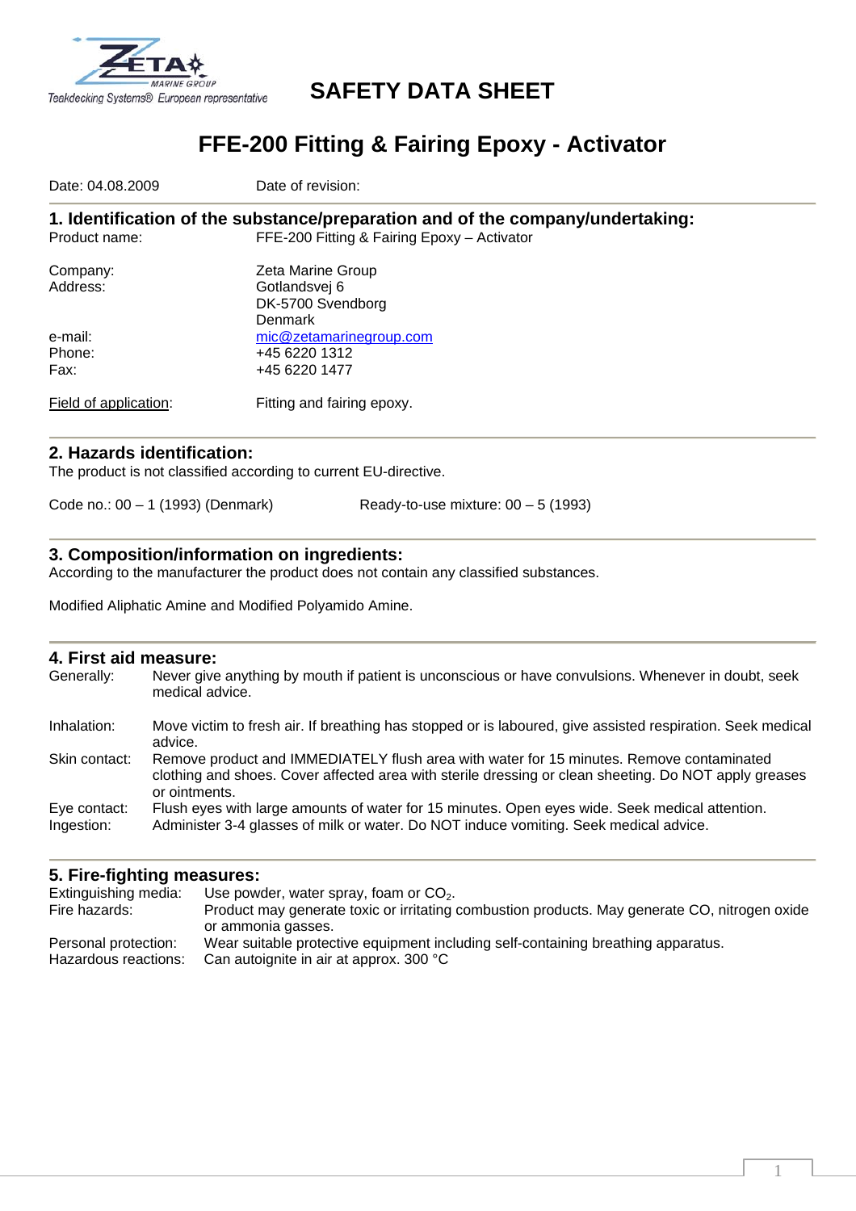Teakdecking Systems® European representative

# SAFETY DATA SHEET

## FFE-200 Fitting & Fairing Epoxy - Activator

Date: 04.08.2009 Date of revision:

### 1. Identification of the substance/preparation and of the company/undertaking:

| | |
|---|---|
| Product name: | FFE-200 Fitting & Fairing Epoxy – Activator |
| Company: | Zeta Marine Group |
| Address: | Gotlandsvej 6<br>DK-5700 Svendborg<br>Denmark |
| e-mail: | mic@zetamarinegroup.com |
| Phone: | +45 6220 1312 |
| Fax: | +45 6220 1477 |
| Field of application: | Fitting and fairing epoxy. |

### 2. Hazards identification:

The product is not classified according to current EU-directive.

Code no.: 00 – 1 (1993) (Denmark) Ready-to-use mixture: 00 – 5 (1993)

### 3. Composition/information on ingredients:

According to the manufacturer the product does not contain any classified substances.

Modified Aliphatic Amine and Modified Polyamido Amine.

### 4. First aid measure:

| | |
|---|---|
| Generally: | Never give anything by mouth if patient is unconscious or have convulsions. Whenever in doubt, seek medical advice. |
| Inhalation: | Move victim to fresh air. If breathing has stopped or is laboured, give assisted respiration. Seek medical advice. |
| Skin contact: | Remove product and IMMEDIATELY flush area with water for 15 minutes. Remove contaminated clothing and shoes. Cover affected area with sterile dressing or clean sheeting. Do NOT apply greases or ointments. |
| Eye contact: | Flush eyes with large amounts of water for 15 minutes. Open eyes wide. Seek medical attention. |
| Ingestion: | Administer 3-4 glasses of milk or water. Do NOT induce vomiting. Seek medical advice. |

### 5. Fire-fighting measures:

| | |
|---|---|
| Extinguishing media: | Use powder, water spray, foam or $CO_2$. |
| Fire hazards: | Product may generate toxic or irritating combustion products. May generate CO, nitrogen oxide or ammonia gasses. |
| Personal protection: | Wear suitable protective equipment including self-containing breathing apparatus. |
| Hazardous reactions: | Can autoignite in air at approx. 300 °C |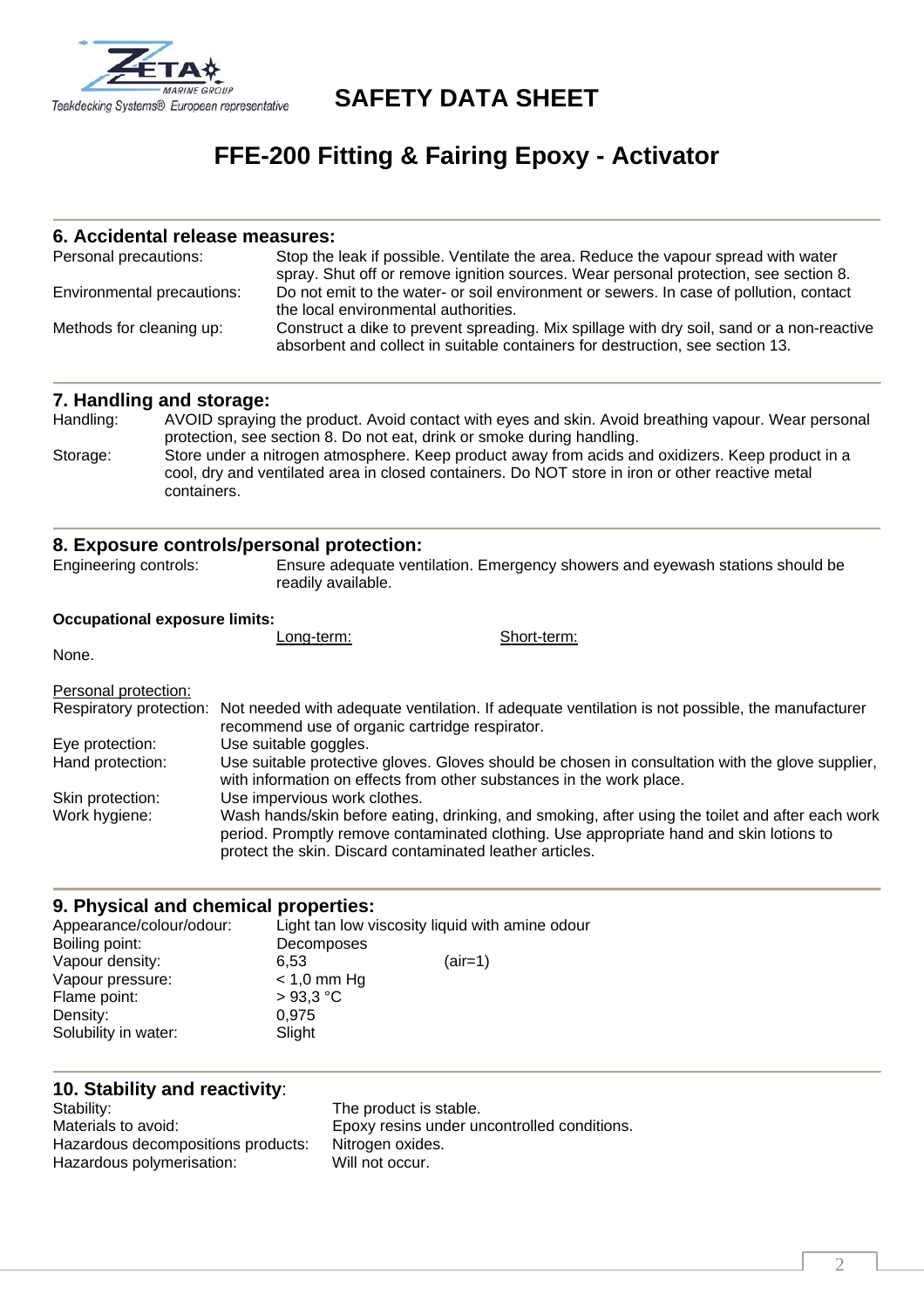# SAFETY DATA SHEET

## FFE-200 Fitting & Fairing Epoxy - Activator

### 6. Accidental release measures:

| | |
|---|---|
| Personal precautions: | Stop the leak if possible. Ventilate the area. Reduce the vapour spread with water spray. Shut off or remove ignition sources. Wear personal protection, see section 8. |
| Environmental precautions: | Do not emit to the water- or soil environment or sewers. In case of pollution, contact the local environmental authorities. |
| Methods for cleaning up: | Construct a dike to prevent spreading. Mix spillage with dry soil, sand or a non-reactive absorbent and collect in suitable containers for destruction, see section 13. |

### 7. Handling and storage:

| | |
|---|---|
| Handling: | AVOID spraying the product. Avoid contact with eyes and skin. Avoid breathing vapour. Wear personal protection, see section 8. Do not eat, drink or smoke during handling. |
| Storage: | Store under a nitrogen atmosphere. Keep product away from acids and oxidizers. Keep product in a cool, dry and ventilated area in closed containers. Do NOT store in iron or other reactive metal containers. |

### 8. Exposure controls/personal protection:

Engineering controls: Ensure adequate ventilation. Emergency showers and eyewash stations should be readily available.

**Occupational exposure limits:**

| | Long-term: | Short-term: |
|---|---|---|
| None. | | |

Personal protection:

| | |
|---|---|
| Respiratory protection: | Not needed with adequate ventilation. If adequate ventilation is not possible, the manufacturer recommend use of organic cartridge respirator. |
| Eye protection: | Use suitable goggles. |
| Hand protection: | Use suitable protective gloves. Gloves should be chosen in consultation with the glove supplier, with information on effects from other substances in the work place. |
| Skin protection: | Use impervious work clothes. |
| Work hygiene: | Wash hands/skin before eating, drinking, and smoking, after using the toilet and after each work period. Promptly remove contaminated clothing. Use appropriate hand and skin lotions to protect the skin. Discard contaminated leather articles. |

### 9. Physical and chemical properties:

| | | |
|---|---|---|
| Appearance/colour/odour: | Light tan low viscosity liquid with amine odour | |
| Boiling point: | Decomposes | |
| Vapour density: | 6,53 | (air=1) |
| Vapour pressure: | < 1,0 mm Hg | |
| Flame point: | > 93,3 °C | |
| Density: | 0,975 | |
| Solubility in water: | Slight | |

### 10. Stability and reactivity:

| | |
|---|---|
| Stability: | The product is stable. |
| Materials to avoid: | Epoxy resins under uncontrolled conditions. |
| Hazardous decompositions products: | Nitrogen oxides. |
| Hazardous polymerisation: | Will not occur. |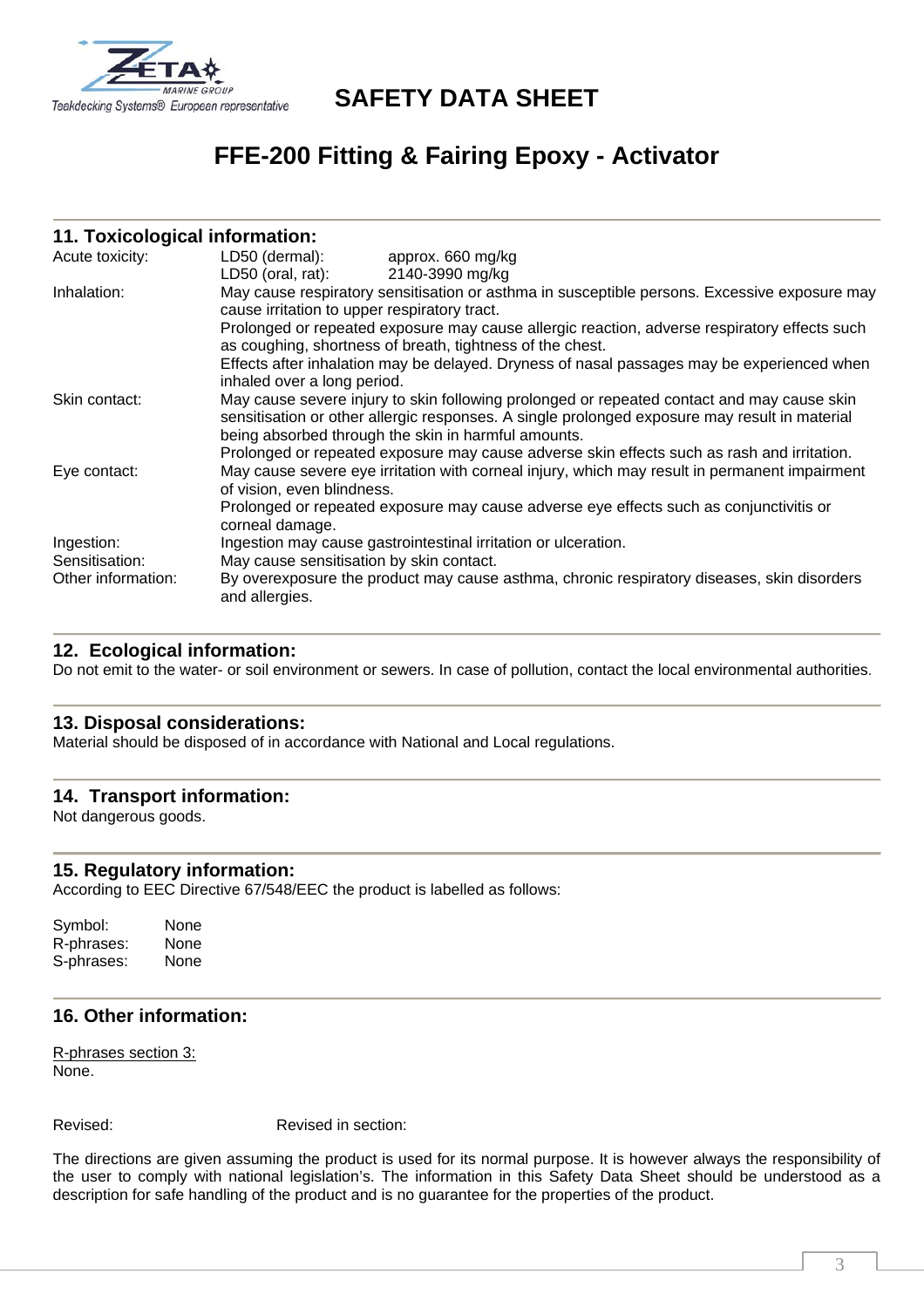# SAFETY DATA SHEET

## FFE-200 Fitting & Fairing Epoxy - Activator

### 11. Toxicological information:

| | | |
|---|---|---|
| Acute toxicity: | LD50 (dermal): | approx. 660 mg/kg |
| | LD50 (oral, rat): | 2140-3990 mg/kg |

Inhalation: May cause respiratory sensitisation or asthma in susceptible persons. Excessive exposure may cause irritation to upper respiratory tract.
Prolonged or repeated exposure may cause allergic reaction, adverse respiratory effects such as coughing, shortness of breath, tightness of the chest.
Effects after inhalation may be delayed. Dryness of nasal passages may be experienced when inhaled over a long period.

Skin contact: May cause severe injury to skin following prolonged or repeated contact and may cause skin sensitisation or other allergic responses. A single prolonged exposure may result in material being absorbed through the skin in harmful amounts.
Prolonged or repeated exposure may cause adverse skin effects such as rash and irritation.

Eye contact: May cause severe eye irritation with corneal injury, which may result in permanent impairment of vision, even blindness.
Prolonged or repeated exposure may cause adverse eye effects such as conjunctivitis or corneal damage.

Ingestion: Ingestion may cause gastrointestinal irritation or ulceration.

Sensitisation: May cause sensitisation by skin contact.

Other information: By overexposure the product may cause asthma, chronic respiratory diseases, skin disorders and allergies.

### 12. Ecological information:

Do not emit to the water- or soil environment or sewers. In case of pollution, contact the local environmental authorities.

### 13. Disposal considerations:

Material should be disposed of in accordance with National and Local regulations.

### 14. Transport information:

Not dangerous goods.

### 15. Regulatory information:

According to EEC Directive 67/548/EEC the product is labelled as follows:

Symbol: None
R-phrases: None
S-phrases: None

### 16. Other information:

R-phrases section 3:
None.

Revised: Revised in section:

The directions are given assuming the product is used for its normal purpose. It is however always the responsibility of the user to comply with national legislation's. The information in this Safety Data Sheet should be understood as a description for safe handling of the product and is no guarantee for the properties of the product.